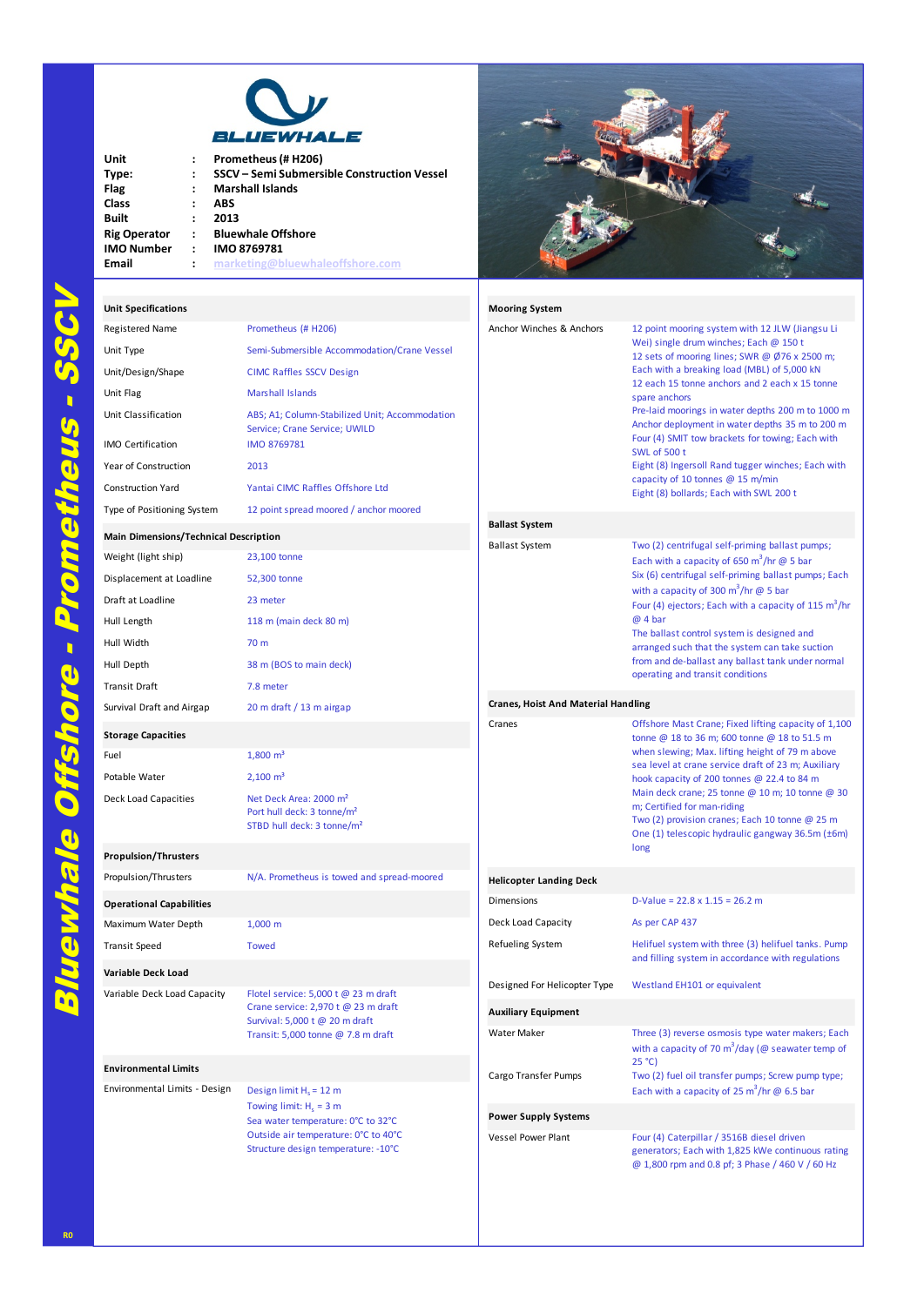# BLUEWHALE

| | | |
|---|---|---|
| **Unit** | : | **Prometheus (# H206)** |
| **Type:** | : | **SSCV – Semi Submersible Construction Vessel** |
| **Flag** | : | **Marshall Islands** |
| **Class** | : | **ABS** |
| **Built** | : | **2013** |
| **Rig Operator** | : | **Bluewhale Offshore** |
| **IMO Number** | : | **IMO 8769781** |
| **Email** | : | marketing@bluewhaleoffshore.com |

Bluewhale Offshore - Prometheus - SSCV

## Unit Specifications

| | |
|---|---|
| Registered Name | Prometheus (# H206) |
| Unit Type | Semi-Submersible Accommodation/Crane Vessel |
| Unit/Design/Shape | CIMC Raffles SSCV Design |
| Unit Flag | Marshall Islands |
| Unit Classification | ABS; A1; Column-Stabilized Unit; Accommodation Service; Crane Service; UWILD |
| IMO Certification | IMO 8769781 |
| Year of Construction | 2013 |
| Construction Yard | Yantai CIMC Raffles Offshore Ltd |
| Type of Positioning System | 12 point spread moored / anchor moored |

## Main Dimensions/Technical Description

| | |
|---|---|
| Weight (light ship) | 23,100 tonne |
| Displacement at Loadline | 52,300 tonne |
| Draft at Loadline | 23 meter |
| Hull Length | 118 m (main deck 80 m) |
| Hull Width | 70 m |
| Hull Depth | 38 m (BOS to main deck) |
| Transit Draft | 7.8 meter |
| Survival Draft and Airgap | 20 m draft / 13 m airgap |

## Storage Capacities

| | |
|---|---|
| Fuel | 1,800 $m^3$ |
| Potable Water | 2,100 $m^3$ |
| Deck Load Capacities | Net Deck Area: 2000 $m^2$<br>Port hull deck: 3 tonne/$m^2$<br>STBD hull deck: 3 tonne/$m^2$ |

## Propulsion/Thrusters

| | |
|---|---|
| Propulsion/Thrusters | N/A. Prometheus is towed and spread-moored |

## Operational Capabilities

| | |
|---|---|
| Maximum Water Depth | 1,000 m |
| Transit Speed | Towed |

## Variable Deck Load

| | |
|---|---|
| Variable Deck Load Capacity | Flotel service: 5,000 t @ 23 m draft<br>Crane service: 2,970 t @ 23 m draft<br>Survival: 5,000 t @ 20 m draft<br>Transit: 5,000 tonne @ 7.8 m draft |

## Environmental Limits

| | |
|---|---|
| Environmental Limits - Design | Design limit $H_s$ = 12 m<br>Towing limit: $H_s$ = 3 m<br>Sea water temperature: 0°C to 32°C<br>Outside air temperature: 0°C to 40°C<br>Structure design temperature: -10°C |

## Mooring System

| | |
|---|---|
| Anchor Winches & Anchors | 12 point mooring system with 12 JLW (Jiangsu Li Wei) single drum winches; Each @ 150 t<br>12 sets of mooring lines; SWR @ Ø76 x 2500 m; Each with a breaking load (MBL) of 5,000 kN<br>12 each 15 tonne anchors and 2 each x 15 tonne spare anchors<br>Pre-laid moorings in water depths 200 m to 1000 m<br>Anchor deployment in water depths 35 m to 200 m<br>Four (4) SMIT tow brackets for towing; Each with SWL of 500 t<br>Eight (8) Ingersoll Rand tugger winches; Each with capacity of 10 tonnes @ 15 m/min<br>Eight (8) bollards; Each with SWL 200 t |

## Ballast System

| | |
|---|---|
| Ballast System | Two (2) centrifugal self-priming ballast pumps; Each with a capacity of 650 $m^3$/hr @ 5 bar<br>Six (6) centrifugal self-priming ballast pumps; Each with a capacity of 300 $m^3$/hr @ 5 bar<br>Four (4) ejectors; Each with a capacity of 115 $m^3$/hr @ 4 bar<br>The ballast control system is designed and arranged such that the system can take suction from and de-ballast any ballast tank under normal operating and transit conditions |

## Cranes, Hoist And Material Handling

| | |
|---|---|
| Cranes | Offshore Mast Crane; Fixed lifting capacity of 1,100 tonne @ 18 to 36 m; 600 tonne @ 18 to 51.5 m when slewing; Max. lifting height of 79 m above sea level at crane service draft of 23 m; Auxiliary hook capacity of 200 tonnes @ 22.4 to 84 m<br>Main deck crane; 25 tonne @ 10 m; 10 tonne @ 30 m; Certified for man-riding<br>Two (2) provision cranes; Each 10 tonne @ 25 m<br>One (1) telescopic hydraulic gangway 36.5m (±6m) long |

## Helicopter Landing Deck

| | |
|---|---|
| Dimensions | D-Value = 22.8 x 1.15 = 26.2 m |
| Deck Load Capacity | As per CAP 437 |
| Refueling System | Helifuel system with three (3) helifuel tanks. Pump and filling system in accordance with regulations |
| Designed For Helicopter Type | Westland EH101 or equivalent |

## Auxiliary Equipment

| | |
|---|---|
| Water Maker | Three (3) reverse osmosis type water makers; Each with a capacity of 70 $m^3$/day (@ seawater temp of 25 °C) |
| Cargo Transfer Pumps | Two (2) fuel oil transfer pumps; Screw pump type; Each with a capacity of 25 $m^3$/hr @ 6.5 bar |

## Power Supply Systems

| | |
|---|---|
| Vessel Power Plant | Four (4) Caterpillar / 3516B diesel driven generators; Each with 1,825 kWe continuous rating @ 1,800 rpm and 0.8 pf; 3 Phase / 460 V / 60 Hz |

R0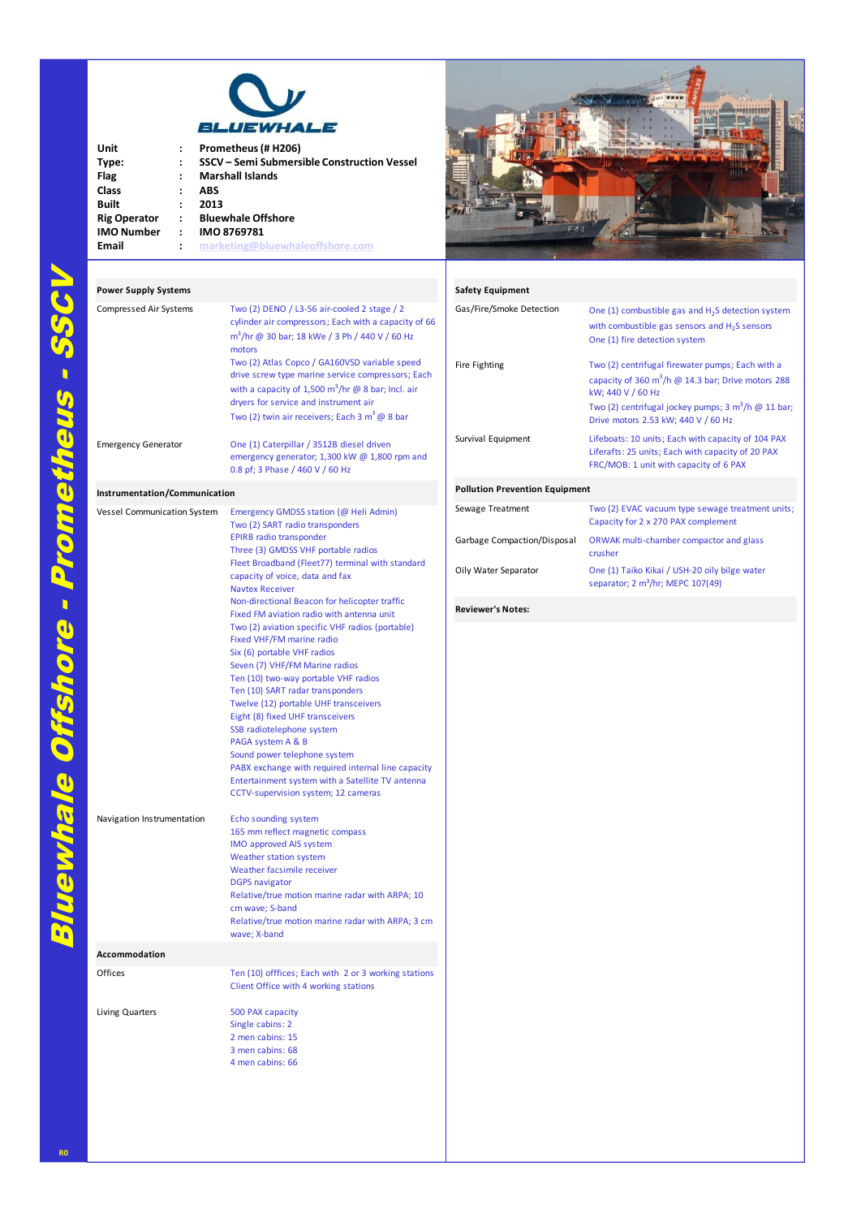**BLUEWHALE**

| | | |
|---|---|---|
| **Unit** | : | **Prometheus (# H206)** |
| **Type:** | : | **SSCV – Semi Submersible Construction Vessel** |
| **Flag** | : | **Marshall Islands** |
| **Class** | : | **ABS** |
| **Built** | : | **2013** |
| **Rig Operator** | : | **Bluewhale Offshore** |
| **IMO Number** | : | **IMO 8769781** |
| **Email** | : | marketing@bluewhaleoffshore.com |

**Bluewhale Offshore - Prometheus - SSCV**

### Power Supply Systems

| | |
|---|---|
| Compressed Air Systems | Two (2) DENO / L3-56 air-cooled 2 stage / 2 cylinder air compressors; Each with a capacity of 66 $m^3$/hr @ 30 bar; 18 kWe / 3 Ph / 440 V / 60 Hz motors<br>Two (2) Atlas Copco / GA160VSD variable speed drive screw type marine service compressors; Each with a capacity of 1,500 $m^3$/hr @ 8 bar; Incl. air dryers for service and instrument air<br>Two (2) twin air receivers; Each 3 $m^3$ @ 8 bar |
| Emergency Generator | One (1) Caterpillar / 3512B diesel driven emergency generator; 1,300 kW @ 1,800 rpm and 0.8 pf; 3 Phase / 460 V / 60 Hz |

### Instrumentation/Communication

| | |
|---|---|
| Vessel Communication System | Emergency GMDSS station (@ Heli Admin)<br>Two (2) SART radio transponders<br>EPIRB radio transponder<br>Three (3) GMDSS VHF portable radios<br>Fleet Broadband (Fleet77) terminal with standard capacity of voice, data and fax<br>Navtex Receiver<br>Non-directional Beacon for helicopter traffic<br>Fixed FM aviation radio with antenna unit<br>Two (2) aviation specific VHF radios (portable)<br>Fixed VHF/FM marine radio<br>Six (6) portable VHF radios<br>Seven (7) VHF/FM Marine radios<br>Ten (10) two-way portable VHF radios<br>Ten (10) SART radar transponders<br>Twelve (12) portable UHF transceivers<br>Eight (8) fixed UHF transceivers<br>SSB radiotelephone system<br>PAGA system A & B<br>Sound power telephone system<br>PABX exchange with required internal line capacity<br>Entertainment system with a Satellite TV antenna<br>CCTV-supervision system; 12 cameras |
| Navigation Instrumentation | Echo sounding system<br>165 mm reflect magnetic compass<br>IMO approved AIS system<br>Weather station system<br>Weather facsimile receiver<br>DGPS navigator<br>Relative/true motion marine radar with ARPA; 10 cm wave; S-band<br>Relative/true motion marine radar with ARPA; 3 cm wave; X-band |

### Accommodation

| | |
|---|---|
| Offices | Ten (10) offfices; Each with 2 or 3 working stations<br>Client Office with 4 working stations |
| Living Quarters | 500 PAX capacity<br>Single cabins: 2<br>2 men cabins: 15<br>3 men cabins: 68<br>4 men cabins: 66 |

### Safety Equipment

| | |
|---|---|
| Gas/Fire/Smoke Detection | One (1) combustible gas and $H_2S$ detection system with combustible gas sensors and $H_2S$ sensors<br>One (1) fire detection system |
| Fire Fighting | Two (2) centrifugal firewater pumps; Each with a capacity of 360 $m^3$/h @ 14.3 bar; Drive motors 288 kW; 440 V / 60 Hz<br>Two (2) centrifugal jockey pumps; 3 $m^3$/h @ 11 bar; Drive motors 2.53 kW; 440 V / 60 Hz |
| Survival Equipment | Lifeboats: 10 units; Each with capacity of 104 PAX<br>Liferafts: 25 units; Each with capacity of 20 PAX<br>FRC/MOB: 1 unit with capacity of 6 PAX |

### Pollution Prevention Equipment

| | |
|---|---|
| Sewage Treatment | Two (2) EVAC vacuum type sewage treatment units; Capacity for 2 x 270 PAX complement |
| Garbage Compaction/Disposal | ORWAK multi-chamber compactor and glass crusher |
| Oily Water Separator | One (1) Taiko Kikai / USH-20 oily bilge water separator; 2 $m^3$/hr; MEPC 107(49) |

### Reviewer's Notes:

R0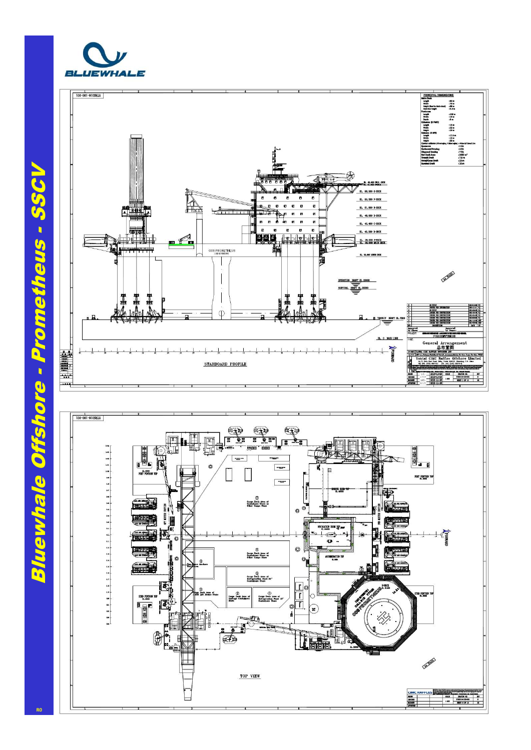# Bluewhale Offshore - Prometheus - SSCV

BLUEWHALE

STARBOARD PROFILE

General Arrangement

TOP VIEW

R0